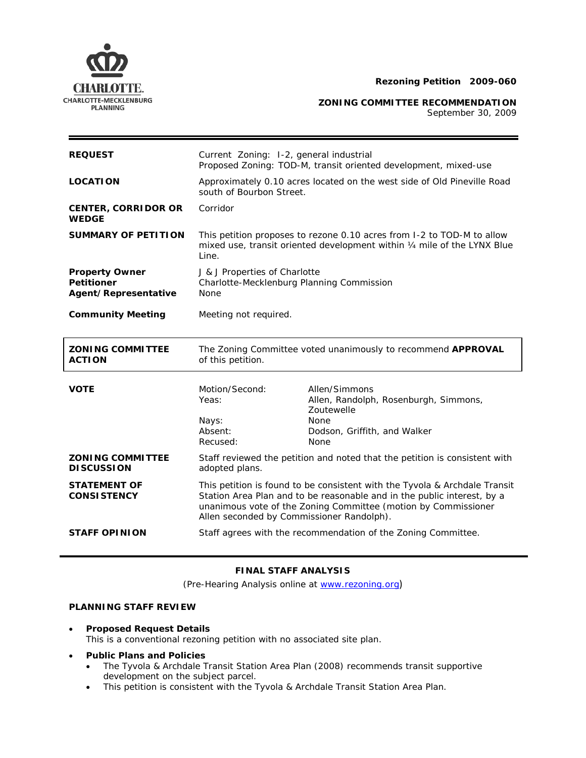**Rezoning Petition 2009-060**

**ZONING COMMITTEE RECOMMENDATION**
September 30, 2009

| | |
|---|---|
| **REQUEST** | Current Zoning: I-2, general industrial<br>Proposed Zoning: TOD-M, transit oriented development, mixed-use |
| **LOCATION** | Approximately 0.10 acres located on the west side of Old Pineville Road south of Bourbon Street. |
| **CENTER, CORRIDOR OR WEDGE** | Corridor |
| **SUMMARY OF PETITION** | This petition proposes to rezone 0.10 acres from I-2 to TOD-M to allow mixed use, transit oriented development within ¼ mile of the LYNX Blue Line. |
| **Property Owner**<br>**Petitioner**<br>**Agent/Representative** | J & J Properties of Charlotte<br>Charlotte-Mecklenburg Planning Commission<br>None |
| **Community Meeting** | Meeting not required. |

| | |
|---|---|
| **ZONING COMMITTEE ACTION** | The Zoning Committee voted unanimously to recommend **APPROVAL** of this petition. |

| | | |
|---|---|---|
| **VOTE** | Motion/Second: | Allen/Simmons |
| | Yeas: | Allen, Randolph, Rosenburgh, Simmons, Zoutewelle |
| | Nays: | None |
| | Absent: | Dodson, Griffith, and Walker |
| | Recused: | None |

| | |
|---|---|
| **ZONING COMMITTEE DISCUSSION** | Staff reviewed the petition and noted that the petition is consistent with adopted plans. |
| **STATEMENT OF CONSISTENCY** | This petition is found to be consistent with the Tyvola & Archdale Transit Station Area Plan and to be reasonable and in the public interest, by a unanimous vote of the Zoning Committee (motion by Commissioner Allen seconded by Commissioner Randolph). |
| **STAFF OPINION** | Staff agrees with the recommendation of the Zoning Committee. |

**FINAL STAFF ANALYSIS**

(Pre-Hearing Analysis online at www.rezoning.org)

**PLANNING STAFF REVIEW**

- **Proposed Request Details**
  This is a conventional rezoning petition with no associated site plan.
- **Public Plans and Policies**
  - The Tyvola & Archdale Transit Station Area Plan (2008) recommends transit supportive development on the subject parcel.
  - This petition is consistent with the Tyvola & Archdale Transit Station Area Plan.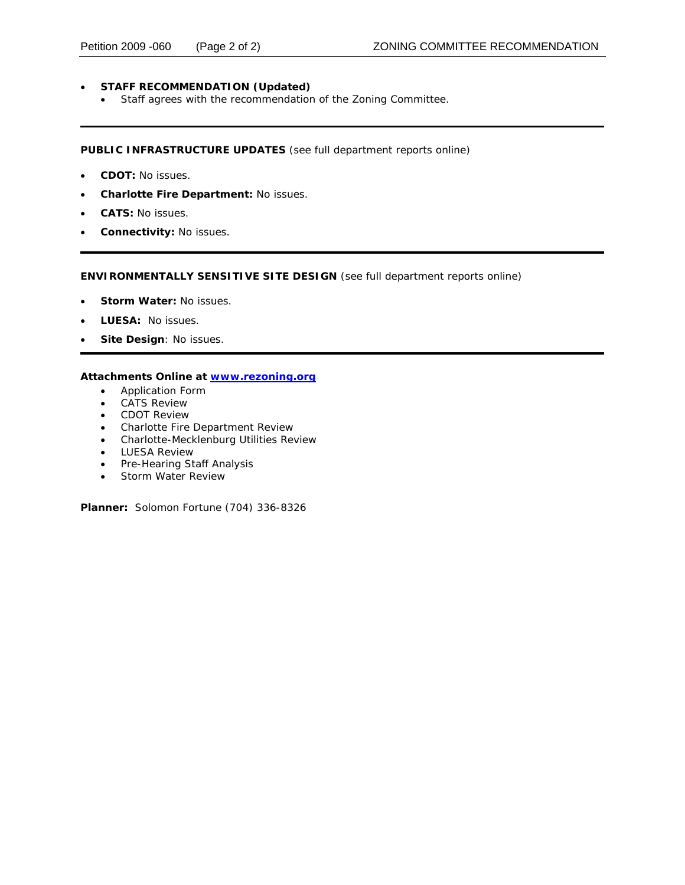- **STAFF RECOMMENDATION (Updated)**
  - Staff agrees with the recommendation of the Zoning Committee.

---

**PUBLIC INFRASTRUCTURE UPDATES** (see full department reports online)

- **CDOT:** No issues.
- **Charlotte Fire Department:** No issues.
- **CATS:** No issues.
- **Connectivity:** No issues.

---

**ENVIRONMENTALLY SENSITIVE SITE DESIGN** (see full department reports online)

- **Storm Water:** No issues.
- **LUESA:** No issues.
- **Site Design**: No issues.

---

**Attachments Online at [www.rezoning.org](http://www.rezoning.org)**

- Application Form
- CATS Review
- CDOT Review
- Charlotte Fire Department Review
- Charlotte-Mecklenburg Utilities Review
- LUESA Review
- Pre-Hearing Staff Analysis
- Storm Water Review

**Planner:** Solomon Fortune (704) 336-8326